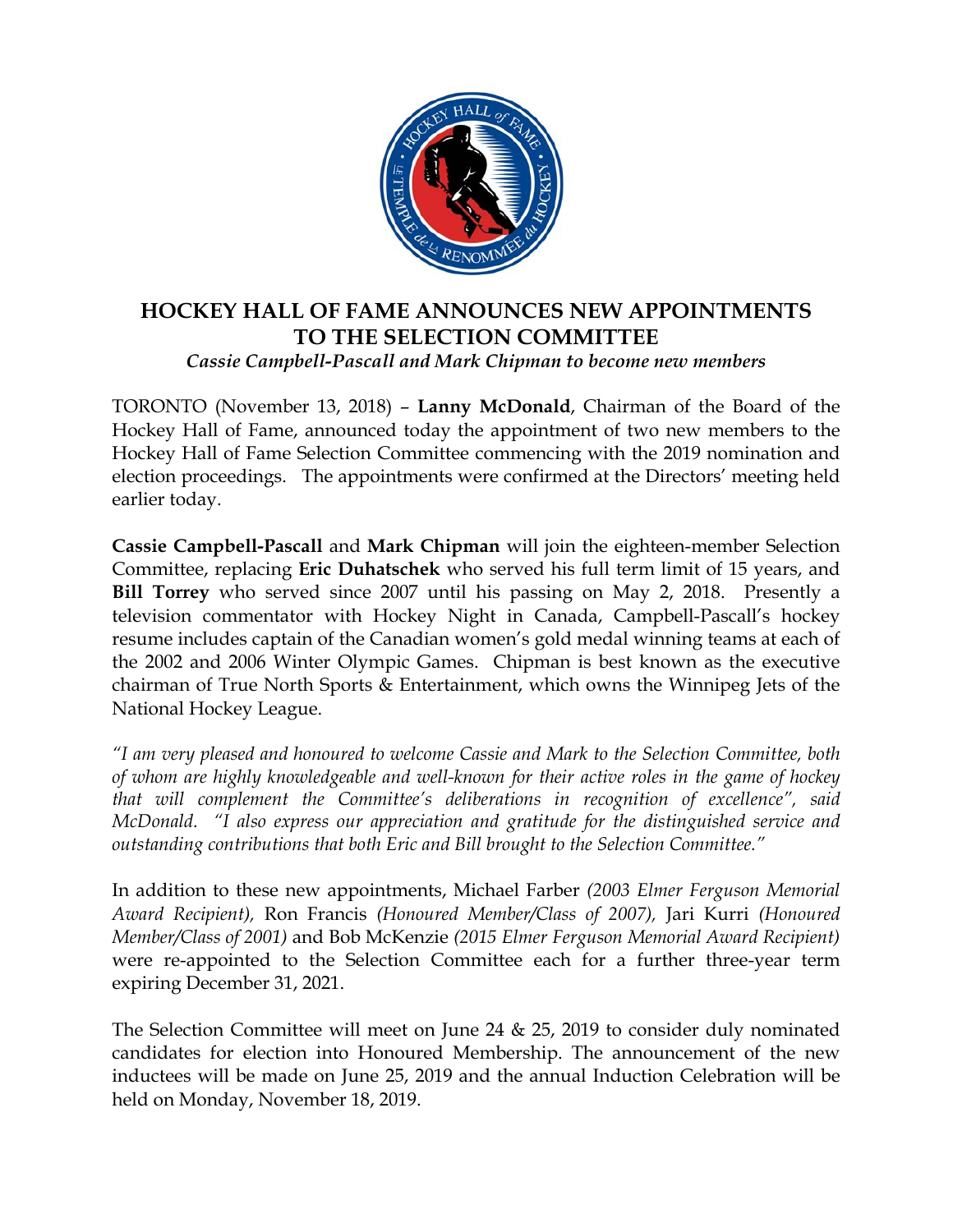# HOCKEY HALL OF FAME ANNOUNCES NEW APPOINTMENTS TO THE SELECTION COMMITTEE

***Cassie Campbell-Pascall and Mark Chipman to become new members***

TORONTO (November 13, 2018) – **Lanny McDonald**, Chairman of the Board of the Hockey Hall of Fame, announced today the appointment of two new members to the Hockey Hall of Fame Selection Committee commencing with the 2019 nomination and election proceedings. The appointments were confirmed at the Directors' meeting held earlier today.

**Cassie Campbell-Pascall** and **Mark Chipman** will join the eighteen-member Selection Committee, replacing **Eric Duhatschek** who served his full term limit of 15 years, and **Bill Torrey** who served since 2007 until his passing on May 2, 2018. Presently a television commentator with Hockey Night in Canada, Campbell-Pascall's hockey resume includes captain of the Canadian women's gold medal winning teams at each of the 2002 and 2006 Winter Olympic Games. Chipman is best known as the executive chairman of True North Sports & Entertainment, which owns the Winnipeg Jets of the National Hockey League.

*"I am very pleased and honoured to welcome Cassie and Mark to the Selection Committee, both of whom are highly knowledgeable and well-known for their active roles in the game of hockey that will complement the Committee's deliberations in recognition of excellence", said McDonald. "I also express our appreciation and gratitude for the distinguished service and outstanding contributions that both Eric and Bill brought to the Selection Committee."*

In addition to these new appointments, Michael Farber *(2003 Elmer Ferguson Memorial Award Recipient),* Ron Francis *(Honoured Member/Class of 2007),* Jari Kurri *(Honoured Member/Class of 2001)* and Bob McKenzie *(2015 Elmer Ferguson Memorial Award Recipient)* were re-appointed to the Selection Committee each for a further three-year term expiring December 31, 2021.

The Selection Committee will meet on June 24 & 25, 2019 to consider duly nominated candidates for election into Honoured Membership. The announcement of the new inductees will be made on June 25, 2019 and the annual Induction Celebration will be held on Monday, November 18, 2019.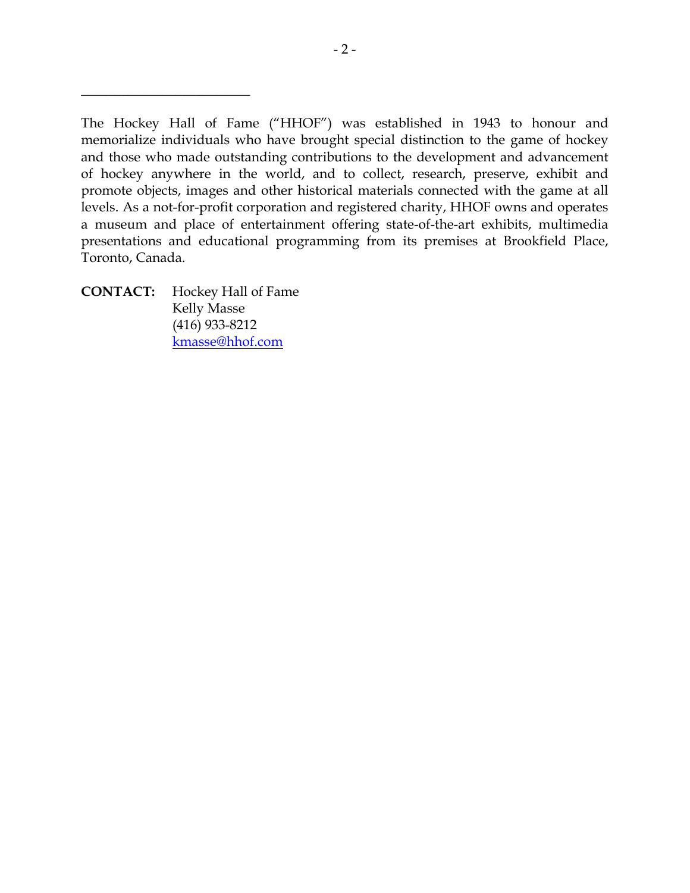---

The Hockey Hall of Fame ("HHOF") was established in 1943 to honour and memorialize individuals who have brought special distinction to the game of hockey and those who made outstanding contributions to the development and advancement of hockey anywhere in the world, and to collect, research, preserve, exhibit and promote objects, images and other historical materials connected with the game at all levels. As a not-for-profit corporation and registered charity, HHOF owns and operates a museum and place of entertainment offering state-of-the-art exhibits, multimedia presentations and educational programming from its premises at Brookfield Place, Toronto, Canada.

**CONTACT:** Hockey Hall of Fame
Kelly Masse
(416) 933-8212
kmasse@hhof.com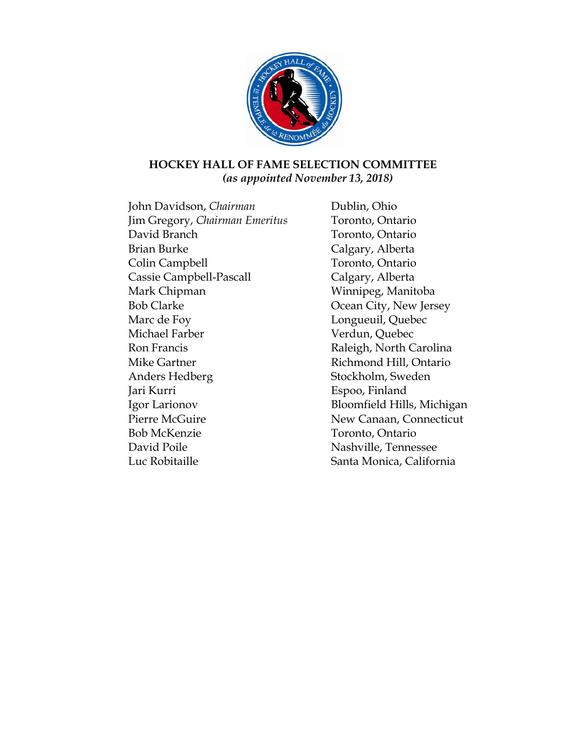## HOCKEY HALL OF FAME SELECTION COMMITTEE

***(as appointed November 13, 2018)***

| | |
|---|---|
| John Davidson, *Chairman* | Dublin, Ohio |
| Jim Gregory, *Chairman Emeritus* | Toronto, Ontario |
| David Branch | Toronto, Ontario |
| Brian Burke | Calgary, Alberta |
| Colin Campbell | Toronto, Ontario |
| Cassie Campbell-Pascall | Calgary, Alberta |
| Mark Chipman | Winnipeg, Manitoba |
| Bob Clarke | Ocean City, New Jersey |
| Marc de Foy | Longueuil, Quebec |
| Michael Farber | Verdun, Quebec |
| Ron Francis | Raleigh, North Carolina |
| Mike Gartner | Richmond Hill, Ontario |
| Anders Hedberg | Stockholm, Sweden |
| Jari Kurri | Espoo, Finland |
| Igor Larionov | Bloomfield Hills, Michigan |
| Pierre McGuire | New Canaan, Connecticut |
| Bob McKenzie | Toronto, Ontario |
| David Poile | Nashville, Tennessee |
| Luc Robitaille | Santa Monica, California |